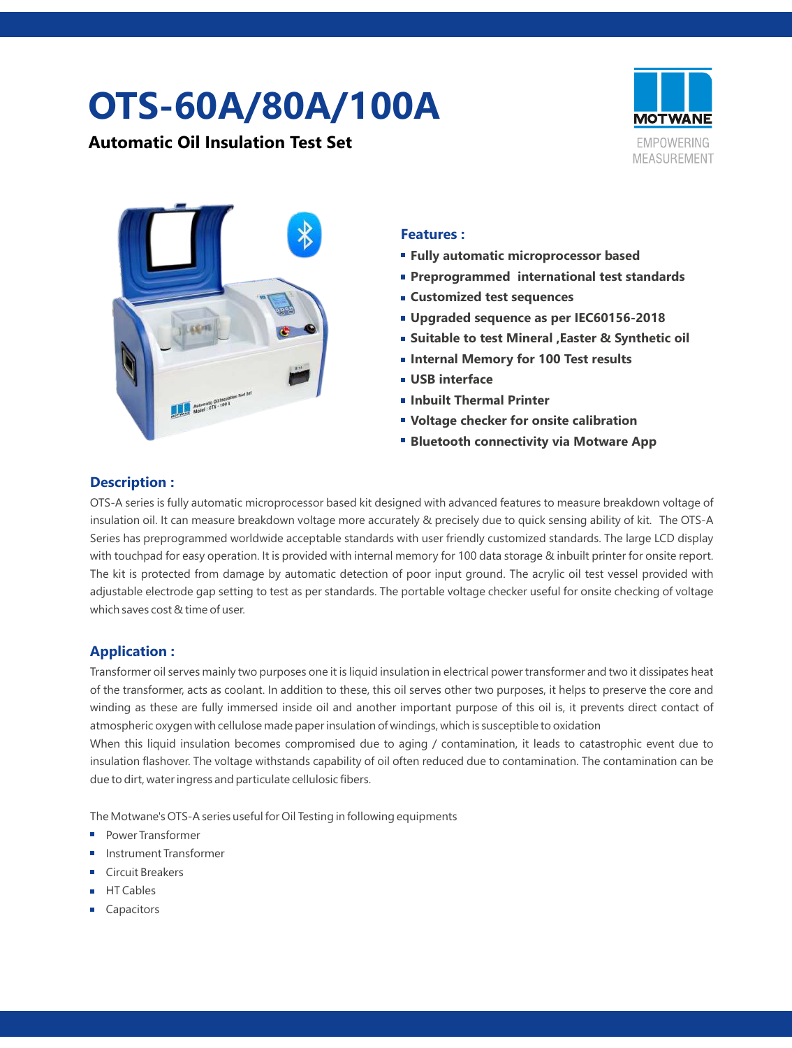# OTS-60A/80A/100A

**Automatic Oil Insulation Test Set**

MOTWANE
EMPOWERING MEASUREMENT

## Features :

- Fully automatic microprocessor based
- Preprogrammed international test standards
- Customized test sequences
- Upgraded sequence as per IEC60156-2018
- Suitable to test Mineral ,Easter & Synthetic oil
- Internal Memory for 100 Test results
- USB interface
- Inbuilt Thermal Printer
- Voltage checker for onsite calibration
- Bluetooth connectivity via Motware App

## Description :

OTS-A series is fully automatic microprocessor based kit designed with advanced features to measure breakdown voltage of insulation oil. It can measure breakdown voltage more accurately & precisely due to quick sensing ability of kit. The OTS-A Series has preprogrammed worldwide acceptable standards with user friendly customized standards. The large LCD display with touchpad for easy operation. It is provided with internal memory for 100 data storage & inbuilt printer for onsite report. The kit is protected from damage by automatic detection of poor input ground. The acrylic oil test vessel provided with adjustable electrode gap setting to test as per standards. The portable voltage checker useful for onsite checking of voltage which saves cost & time of user.

## Application :

Transformer oil serves mainly two purposes one it is liquid insulation in electrical power transformer and two it dissipates heat of the transformer, acts as coolant. In addition to these, this oil serves other two purposes, it helps to preserve the core and winding as these are fully immersed inside oil and another important purpose of this oil is, it prevents direct contact of atmospheric oxygen with cellulose made paper insulation of windings, which is susceptible to oxidation

When this liquid insulation becomes compromised due to aging / contamination, it leads to catastrophic event due to insulation flashover. The voltage withstands capability of oil often reduced due to contamination. The contamination can be due to dirt, water ingress and particulate cellulosic fibers.

The Motwane's OTS-A series useful for Oil Testing in following equipments

- Power Transformer
- Instrument Transformer
- Circuit Breakers
- HT Cables
- Capacitors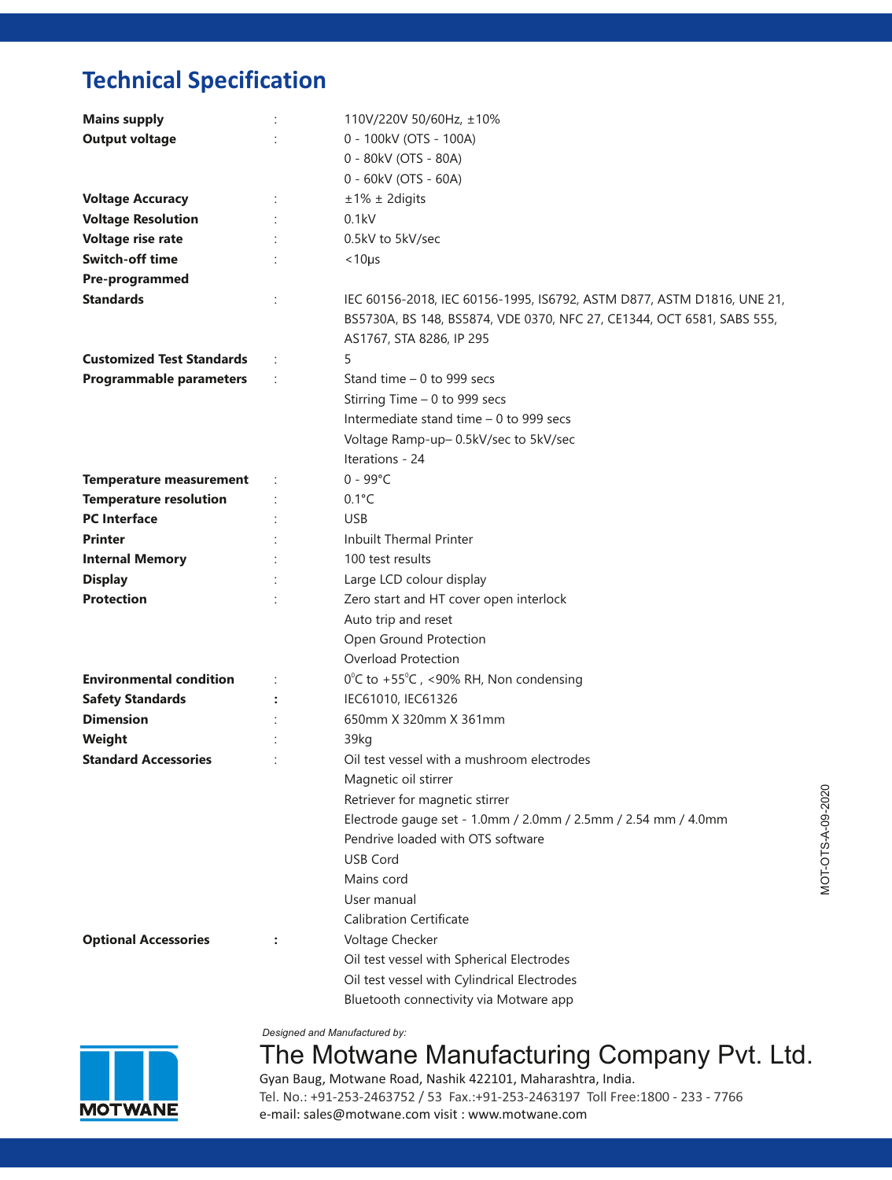# Technical Specification

| | | |
|---|---|---|
| **Mains supply** | : | 110V/220V 50/60Hz, ±10% |
| **Output voltage** | : | 0 - 100kV (OTS - 100A)<br>0 - 80kV (OTS - 80A)<br>0 - 60kV (OTS - 60A) |
| **Voltage Accuracy** | : | ±1% ± 2digits |
| **Voltage Resolution** | : | 0.1kV |
| **Voltage rise rate** | : | 0.5kV to 5kV/sec |
| **Switch-off time** | : | <10µs |
| **Pre-programmed Standards** | : | IEC 60156-2018, IEC 60156-1995, IS6792, ASTM D877, ASTM D1816, UNE 21, BS5730A, BS 148, BS5874, VDE 0370, NFC 27, CE1344, OCT 6581, SABS 555, AS1767, STA 8286, IP 295 |
| **Customized Test Standards** | : | 5 |
| **Programmable parameters** | : | Stand time – 0 to 999 secs<br>Stirring Time – 0 to 999 secs<br>Intermediate stand time – 0 to 999 secs<br>Voltage Ramp-up– 0.5kV/sec to 5kV/sec<br>Iterations - 24 |
| **Temperature measurement** | : | 0 - 99°C |
| **Temperature resolution** | : | 0.1°C |
| **PC Interface** | : | USB |
| **Printer** | : | Inbuilt Thermal Printer |
| **Internal Memory** | : | 100 test results |
| **Display** | : | Large LCD colour display |
| **Protection** | : | Zero start and HT cover open interlock<br>Auto trip and reset<br>Open Ground Protection<br>Overload Protection |
| **Environmental condition** | : | $0^{\circ}$C to +$55^{\circ}$C , <90% RH, Non condensing |
| **Safety Standards** | : | IEC61010, IEC61326 |
| **Dimension** | : | 650mm X 320mm X 361mm |
| **Weight** | : | 39kg |
| **Standard Accessories** | : | Oil test vessel with a mushroom electrodes<br>Magnetic oil stirrer<br>Retriever for magnetic stirrer<br>Electrode gauge set - 1.0mm / 2.0mm / 2.5mm / 2.54 mm / 4.0mm<br>Pendrive loaded with OTS software<br>USB Cord<br>Mains cord<br>User manual<br>Calibration Certificate |
| **Optional Accessories** | : | Voltage Checker<br>Oil test vessel with Spherical Electrodes<br>Oil test vessel with Cylindrical Electrodes<br>Bluetooth connectivity via Motware app |

MOT-OTS-A-09-2020

*Designed and Manufactured by:*

MOTWANE

## The Motwane Manufacturing Company Pvt. Ltd.

Gyan Baug, Motwane Road, Nashik 422101, Maharashtra, India.
Tel. No.: +91-253-2463752 / 53 Fax.:+91-253-2463197 Toll Free:1800 - 233 - 7766
e-mail: sales@motwane.com visit : www.motwane.com